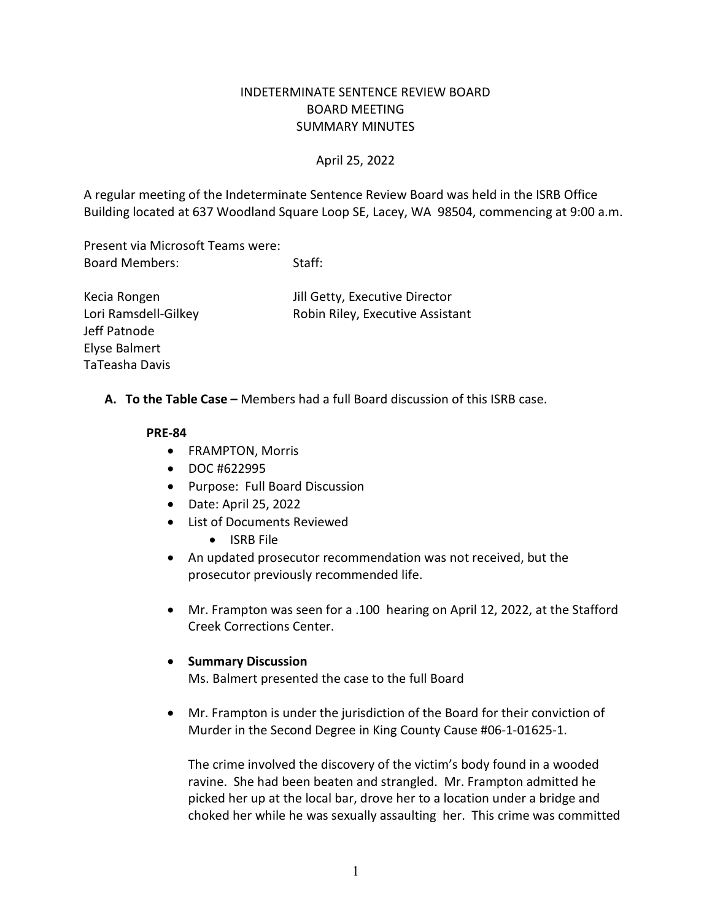INDETERMINATE SENTENCE REVIEW BOARD
BOARD MEETING
SUMMARY MINUTES

April 25, 2022

A regular meeting of the Indeterminate Sentence Review Board was held in the ISRB Office Building located at 637 Woodland Square Loop SE, Lacey, WA 98504, commencing at 9:00 a.m.

Present via Microsoft Teams were:

| Board Members: | Staff: |
|---|---|
| Kecia Rongen | Jill Getty, Executive Director |
| Lori Ramsdell-Gilkey | Robin Riley, Executive Assistant |
| Jeff Patnode | |
| Elyse Balmert | |
| TaTeasha Davis | |

**A. To the Table Case –** Members had a full Board discussion of this ISRB case.

**PRE-84**

- FRAMPTON, Morris
- DOC #622995
- Purpose: Full Board Discussion
- Date: April 25, 2022
- List of Documents Reviewed
  - ISRB File
- An updated prosecutor recommendation was not received, but the prosecutor previously recommended life.
- Mr. Frampton was seen for a .100 hearing on April 12, 2022, at the Stafford Creek Corrections Center.
- **Summary Discussion**
  Ms. Balmert presented the case to the full Board
- Mr. Frampton is under the jurisdiction of the Board for their conviction of Murder in the Second Degree in King County Cause #06-1-01625-1.

  The crime involved the discovery of the victim's body found in a wooded ravine. She had been beaten and strangled. Mr. Frampton admitted he picked her up at the local bar, drove her to a location under a bridge and choked her while he was sexually assaulting her. This crime was committed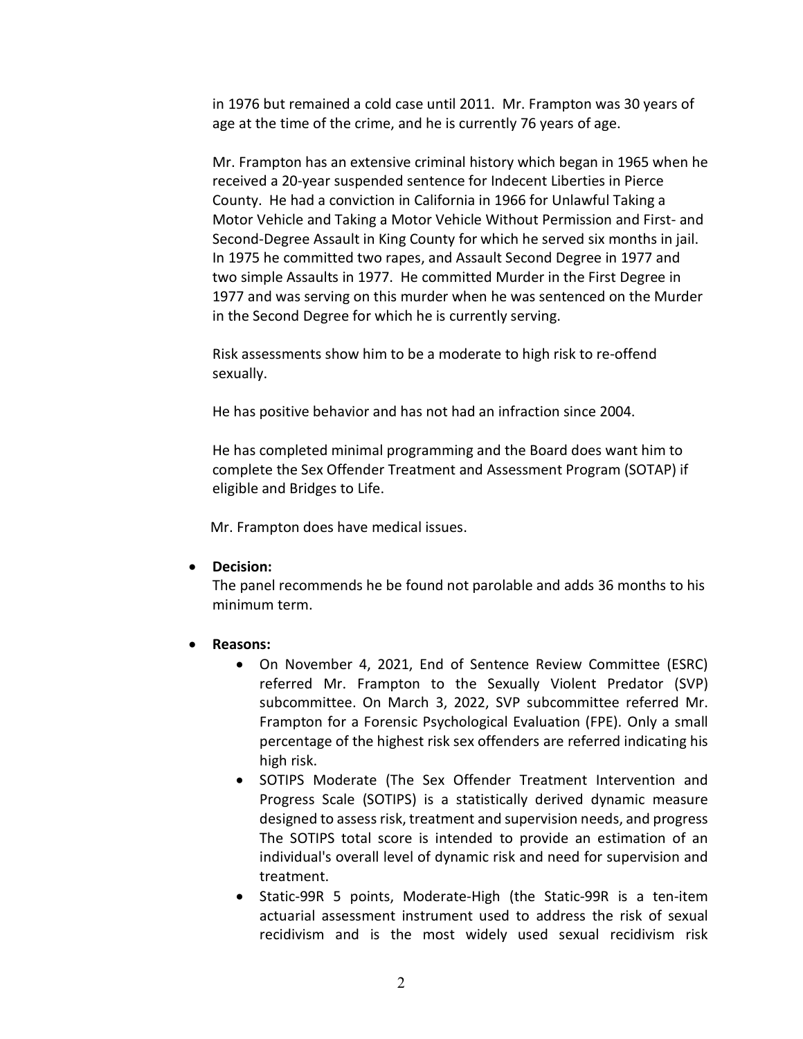in 1976 but remained a cold case until 2011. Mr. Frampton was 30 years of age at the time of the crime, and he is currently 76 years of age.

Mr. Frampton has an extensive criminal history which began in 1965 when he received a 20-year suspended sentence for Indecent Liberties in Pierce County. He had a conviction in California in 1966 for Unlawful Taking a Motor Vehicle and Taking a Motor Vehicle Without Permission and First- and Second-Degree Assault in King County for which he served six months in jail. In 1975 he committed two rapes, and Assault Second Degree in 1977 and two simple Assaults in 1977. He committed Murder in the First Degree in 1977 and was serving on this murder when he was sentenced on the Murder in the Second Degree for which he is currently serving.

Risk assessments show him to be a moderate to high risk to re-offend sexually.

He has positive behavior and has not had an infraction since 2004.

He has completed minimal programming and the Board does want him to complete the Sex Offender Treatment and Assessment Program (SOTAP) if eligible and Bridges to Life.

Mr. Frampton does have medical issues.

- **Decision:**
  The panel recommends he be found not parolable and adds 36 months to his minimum term.

- **Reasons:**
  - On November 4, 2021, End of Sentence Review Committee (ESRC) referred Mr. Frampton to the Sexually Violent Predator (SVP) subcommittee. On March 3, 2022, SVP subcommittee referred Mr. Frampton for a Forensic Psychological Evaluation (FPE). Only a small percentage of the highest risk sex offenders are referred indicating his high risk.
  - SOTIPS Moderate (The Sex Offender Treatment Intervention and Progress Scale (SOTIPS) is a statistically derived dynamic measure designed to assess risk, treatment and supervision needs, and progress The SOTIPS total score is intended to provide an estimation of an individual's overall level of dynamic risk and need for supervision and treatment.
  - Static-99R 5 points, Moderate-High (the Static-99R is a ten-item actuarial assessment instrument used to address the risk of sexual recidivism and is the most widely used sexual recidivism risk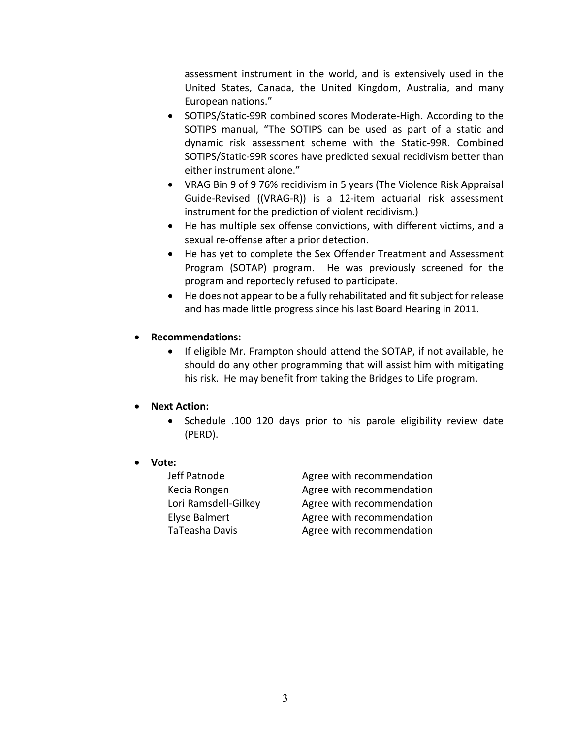assessment instrument in the world, and is extensively used in the United States, Canada, the United Kingdom, Australia, and many European nations."

- SOTIPS/Static-99R combined scores Moderate-High. According to the SOTIPS manual, "The SOTIPS can be used as part of a static and dynamic risk assessment scheme with the Static-99R. Combined SOTIPS/Static-99R scores have predicted sexual recidivism better than either instrument alone."
- VRAG Bin 9 of 9 76% recidivism in 5 years (The Violence Risk Appraisal Guide-Revised ((VRAG-R)) is a 12-item actuarial risk assessment instrument for the prediction of violent recidivism.)
- He has multiple sex offense convictions, with different victims, and a sexual re-offense after a prior detection.
- He has yet to complete the Sex Offender Treatment and Assessment Program (SOTAP) program. He was previously screened for the program and reportedly refused to participate.
- He does not appear to be a fully rehabilitated and fit subject for release and has made little progress since his last Board Hearing in 2011.

- **Recommendations:**
  - If eligible Mr. Frampton should attend the SOTAP, if not available, he should do any other programming that will assist him with mitigating his risk. He may benefit from taking the Bridges to Life program.

- **Next Action:**
  - Schedule .100 120 days prior to his parole eligibility review date (PERD).

- **Vote:**

| | |
|---|---|
| Jeff Patnode | Agree with recommendation |
| Kecia Rongen | Agree with recommendation |
| Lori Ramsdell-Gilkey | Agree with recommendation |
| Elyse Balmert | Agree with recommendation |
| TaTeasha Davis | Agree with recommendation |